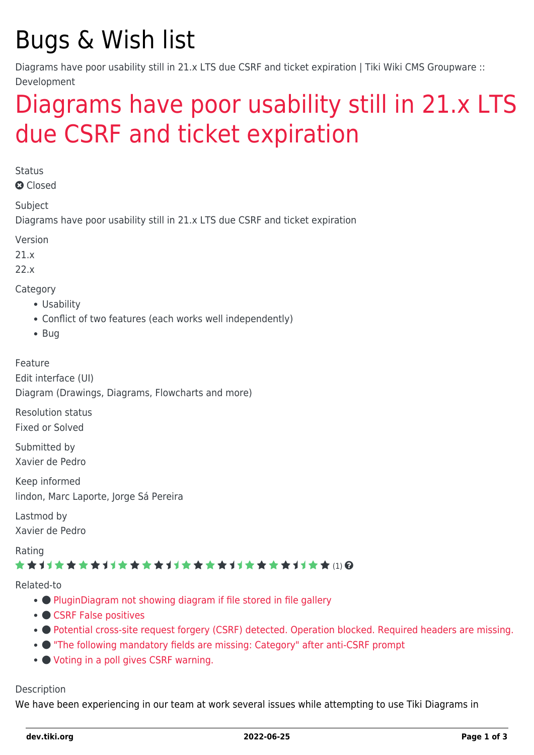# Bugs & Wish list

Diagrams have poor usability still in 21.x LTS due CSRF and ticket expiration | Tiki Wiki CMS Groupware :: Development

## Diagrams have poor usability still in 21.x LTS due CSRF and ticket expiration

Status

Closed

Subject

Diagrams have poor usability still in 21.x LTS due CSRF and ticket expiration

Version

21.x

22.x

Category

- Usability
- Conflict of two features (each works well independently)
- Bug

Feature

Edit interface (UI)

Diagram (Drawings, Diagrams, Flowcharts and more)

Resolution status

Fixed or Solved

Submitted by

Xavier de Pedro

Keep informed

lindon, Marc Laporte, Jorge Sá Pereira

Lastmod by

Xavier de Pedro

Rating

(1)

Related-to

- PluginDiagram not showing diagram if file stored in file gallery
- CSRF False positives
- Potential cross-site request forgery (CSRF) detected. Operation blocked. Required headers are missing.
- "The following mandatory fields are missing: Category" after anti-CSRF prompt
- Voting in a poll gives CSRF warning.

Description

We have been experiencing in our team at work several issues while attempting to use Tiki Diagrams in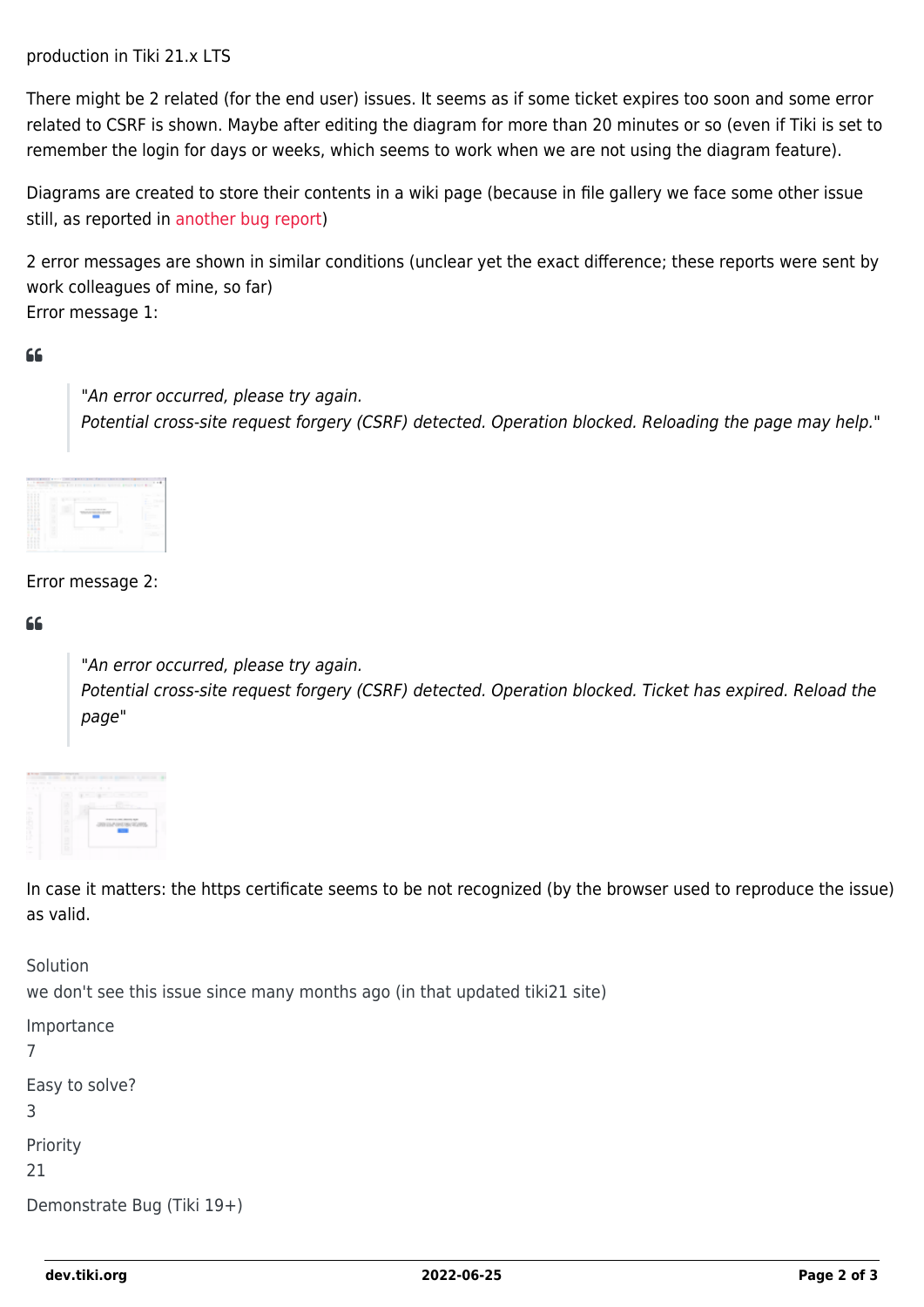production in Tiki 21.x LTS

There might be 2 related (for the end user) issues. It seems as if some ticket expires too soon and some error related to CSRF is shown. Maybe after editing the diagram for more than 20 minutes or so (even if Tiki is set to remember the login for days or weeks, which seems to work when we are not using the diagram feature).

Diagrams are created to store their contents in a wiki page (because in file gallery we face some other issue still, as reported in another bug report)

2 error messages are shown in similar conditions (unclear yet the exact difference; these reports were sent by work colleagues of mine, so far)
Error message 1:

> *"An error occurred, please try again.
> Potential cross-site request forgery (CSRF) detected. Operation blocked. Reloading the page may help."*

Error message 2:

> *"An error occurred, please try again.
> Potential cross-site request forgery (CSRF) detected. Operation blocked. Ticket has expired. Reload the page"*

In case it matters: the https certificate seems to be not recognized (by the browser used to reproduce the issue) as valid.

Solution
we don't see this issue since many months ago (in that updated tiki21 site)

Importance
7

Easy to solve?
3

Priority
21

Demonstrate Bug (Tiki 19+)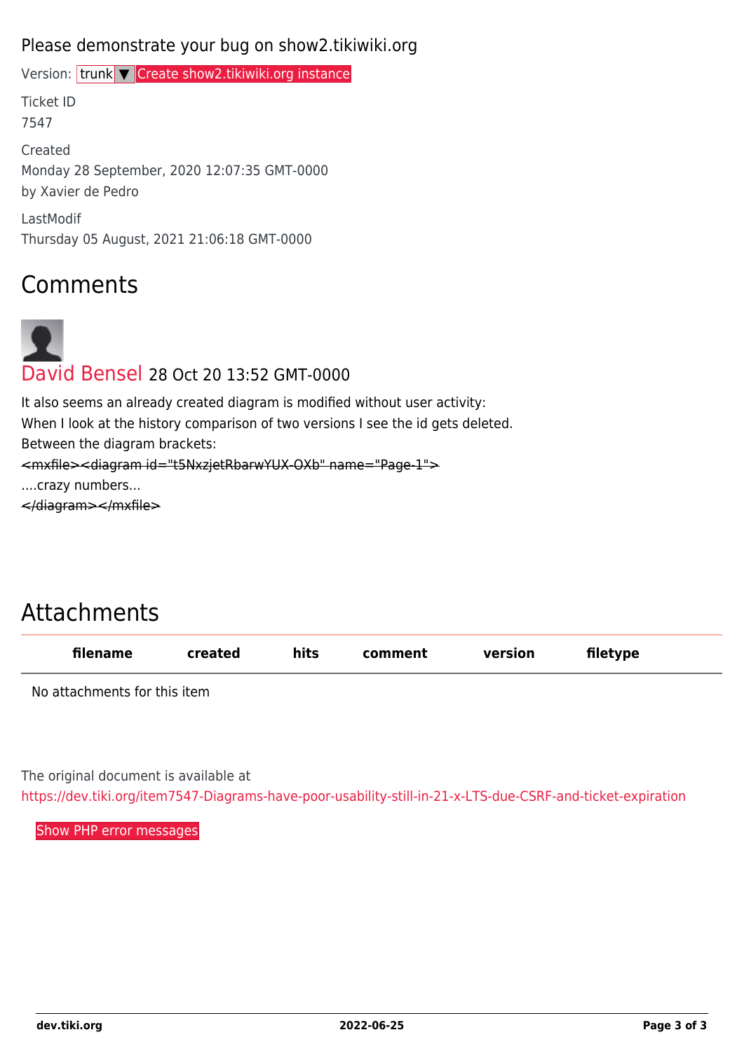Please demonstrate your bug on show2.tikiwiki.org

Version: trunk ▼ Create show2.tikiwiki.org instance

Ticket ID
7547

Created
Monday 28 September, 2020 12:07:35 GMT-0000
by Xavier de Pedro

LastModif
Thursday 05 August, 2021 21:06:18 GMT-0000

## Comments

**David Bensel** 28 Oct 20 13:52 GMT-0000

It also seems an already created diagram is modified without user activity:
When I look at the history comparison of two versions I see the id gets deleted.
Between the diagram brackets:
~~<mxfile><diagram id="t5NxzjetRbarwYUX-OXb" name="Page-1">~~
....crazy numbers...
~~</diagram></mxfile>~~

## Attachments

| filename | created | hits | comment | version | filetype |
|---|---|---|---|---|---|
| No attachments for this item | | | | | |

The original document is available at
https://dev.tiki.org/item7547-Diagrams-have-poor-usability-still-in-21-x-LTS-due-CSRF-and-ticket-expiration

Show PHP error messages